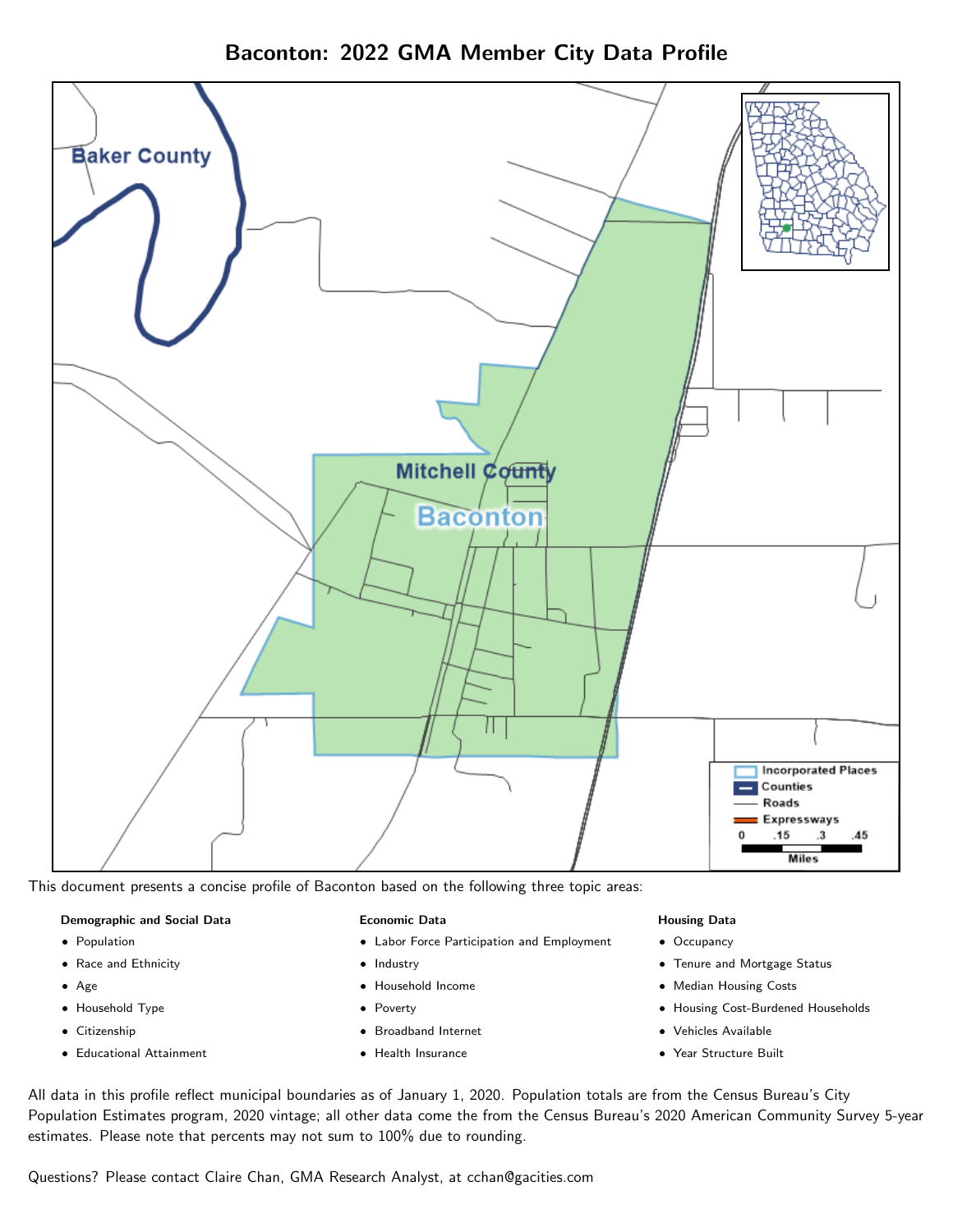# Baconton: 2022 GMA Member City Data Profile

Baker County

Mitchell County

Baconton

Incorporated Places
Counties
Roads
Expressways

0 .15 .3 .45
Miles

This document presents a concise profile of Baconton based on the following three topic areas:

**Demographic and Social Data**

- Population
- Race and Ethnicity
- Age
- Household Type
- Citizenship
- Educational Attainment

**Economic Data**

- Labor Force Participation and Employment
- Industry
- Household Income
- Poverty
- Broadband Internet
- Health Insurance

**Housing Data**

- Occupancy
- Tenure and Mortgage Status
- Median Housing Costs
- Housing Cost-Burdened Households
- Vehicles Available
- Year Structure Built

All data in this profile reflect municipal boundaries as of January 1, 2020. Population totals are from the Census Bureau's City Population Estimates program, 2020 vintage; all other data come the from the Census Bureau's 2020 American Community Survey 5-year estimates. Please note that percents may not sum to 100% due to rounding.

Questions? Please contact Claire Chan, GMA Research Analyst, at cchan@gacities.com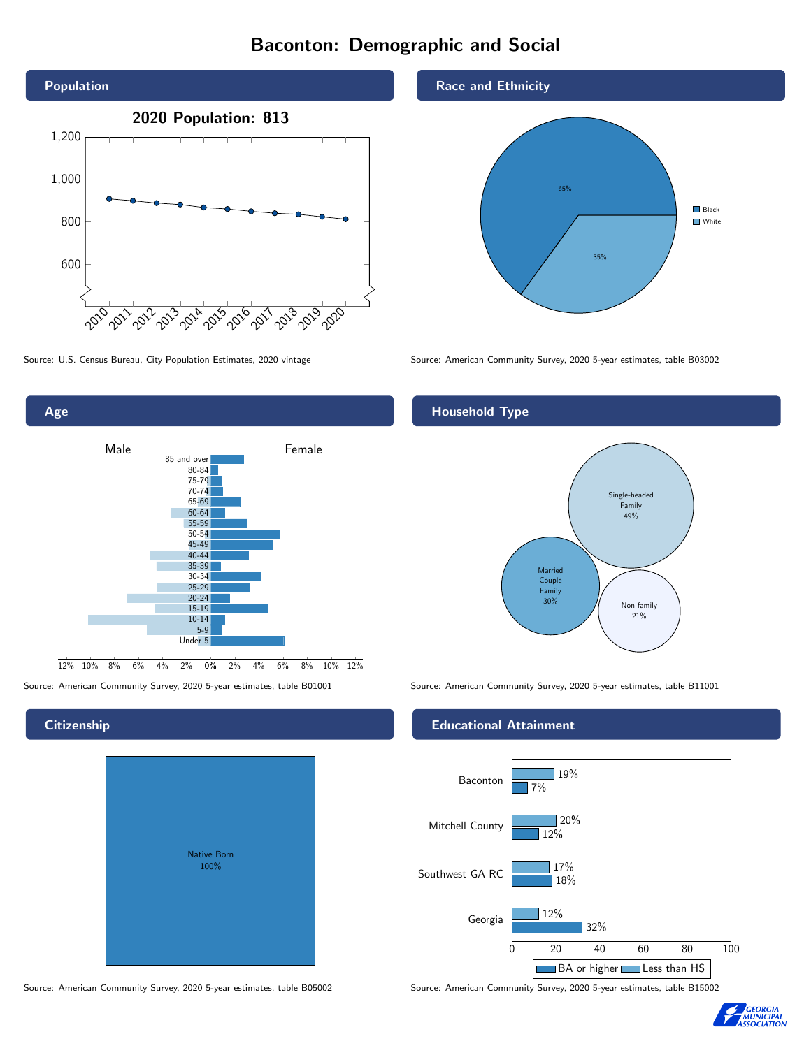# Baconton: Demographic and Social

## Population

2020 Population: 813

Source: U.S. Census Bureau, City Population Estimates, 2020 vintage

## Race and Ethnicity

| Race | Percent |
|---|---|
| Black | 65% |
| White | 35% |

Source: American Community Survey, 2020 5-year estimates, table B03002

## Age

Male | Female

Age groups: 85 and over, 80-84, 75-79, 70-74, 65-69, 60-64, 55-59, 50-54, 45-49, 40-44, 35-39, 30-34, 25-29, 20-24, 15-19, 10-14, 5-9, Under 5

Source: American Community Survey, 2020 5-year estimates, table B01001

## Household Type

| Household Type | Percent |
|---|---|
| Single-headed Family | 49% |
| Married Couple Family | 30% |
| Non-family | 21% |

Source: American Community Survey, 2020 5-year estimates, table B11001

## Citizenship

| Citizenship | Percent |
|---|---|
| Native Born | 100% |

Source: American Community Survey, 2020 5-year estimates, table B05002

## Educational Attainment

| Area | Less than HS | BA or higher |
|---|---|---|
| Baconton | 19% | 7% |
| Mitchell County | 20% | 12% |
| Southwest GA RC | 17% | 18% |
| Georgia | 12% | 32% |

Source: American Community Survey, 2020 5-year estimates, table B15002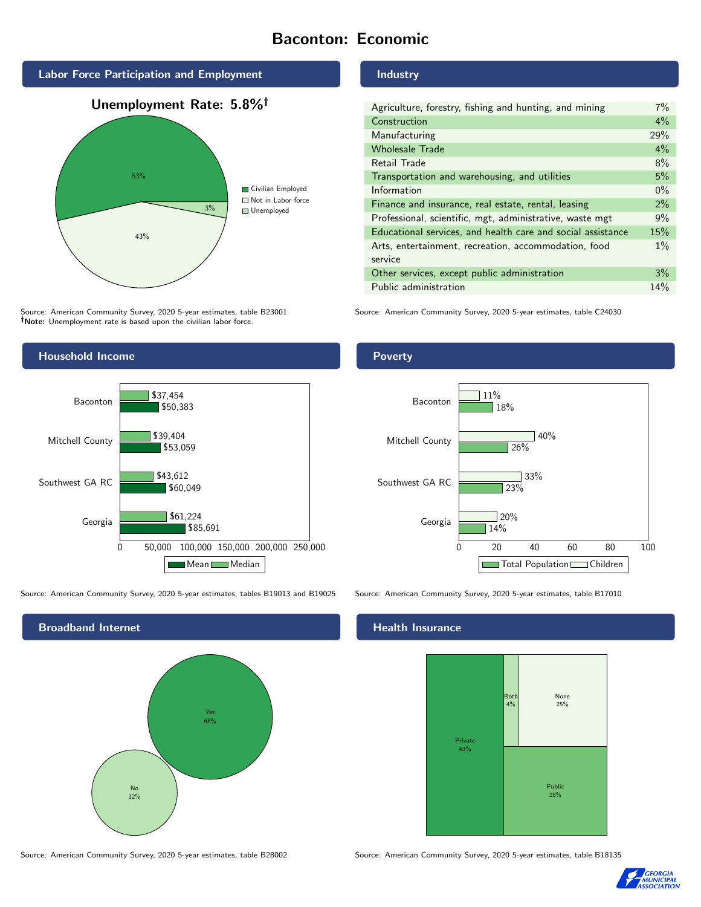# Baconton: Economic

## Labor Force Participation and Employment

**Unemployment Rate: 5.8%†**

| Category | Percent |
|---|---|
| Civilian Employed | 53% |
| Not in Labor force | 43% |
| Unemployed | 3% |

Source: American Community Survey, 2020 5-year estimates, table B23001
**†Note:** Unemployment rate is based upon the civilian labor force.

## Industry

| Industry | Percent |
|---|---|
| Agriculture, forestry, fishing and hunting, and mining | 7% |
| Construction | 4% |
| Manufacturing | 29% |
| Wholesale Trade | 4% |
| Retail Trade | 8% |
| Transportation and warehousing, and utilities | 5% |
| Information | 0% |
| Finance and insurance, real estate, rental, leasing | 2% |
| Professional, scientific, mgt, administrative, waste mgt | 9% |
| Educational services, and health care and social assistance | 15% |
| Arts, entertainment, recreation, accommodation, food service | 1% |
| Other services, except public administration | 3% |
| Public administration | 14% |

Source: American Community Survey, 2020 5-year estimates, table C24030

## Household Income

| Area | Median | Mean |
|---|---|---|
| Baconton | $37,454 | $50,383 |
| Mitchell County | $39,404 | $53,059 |
| Southwest GA RC | $43,612 | $60,049 |
| Georgia | $61,224 | $85,691 |

Source: American Community Survey, 2020 5-year estimates, tables B19013 and B19025

## Poverty

| Area | Children | Total Population |
|---|---|---|
| Baconton | 11% | 18% |
| Mitchell County | 40% | 26% |
| Southwest GA RC | 33% | 23% |
| Georgia | 20% | 14% |

Source: American Community Survey, 2020 5-year estimates, table B17010

## Broadband Internet

| Response | Percent |
|---|---|
| Yes | 68% |
| No | 32% |

Source: American Community Survey, 2020 5-year estimates, table B28002

## Health Insurance

| Type | Percent |
|---|---|
| Private | 43% |
| Both | 4% |
| None | 25% |
| Public | 28% |

Source: American Community Survey, 2020 5-year estimates, table B18135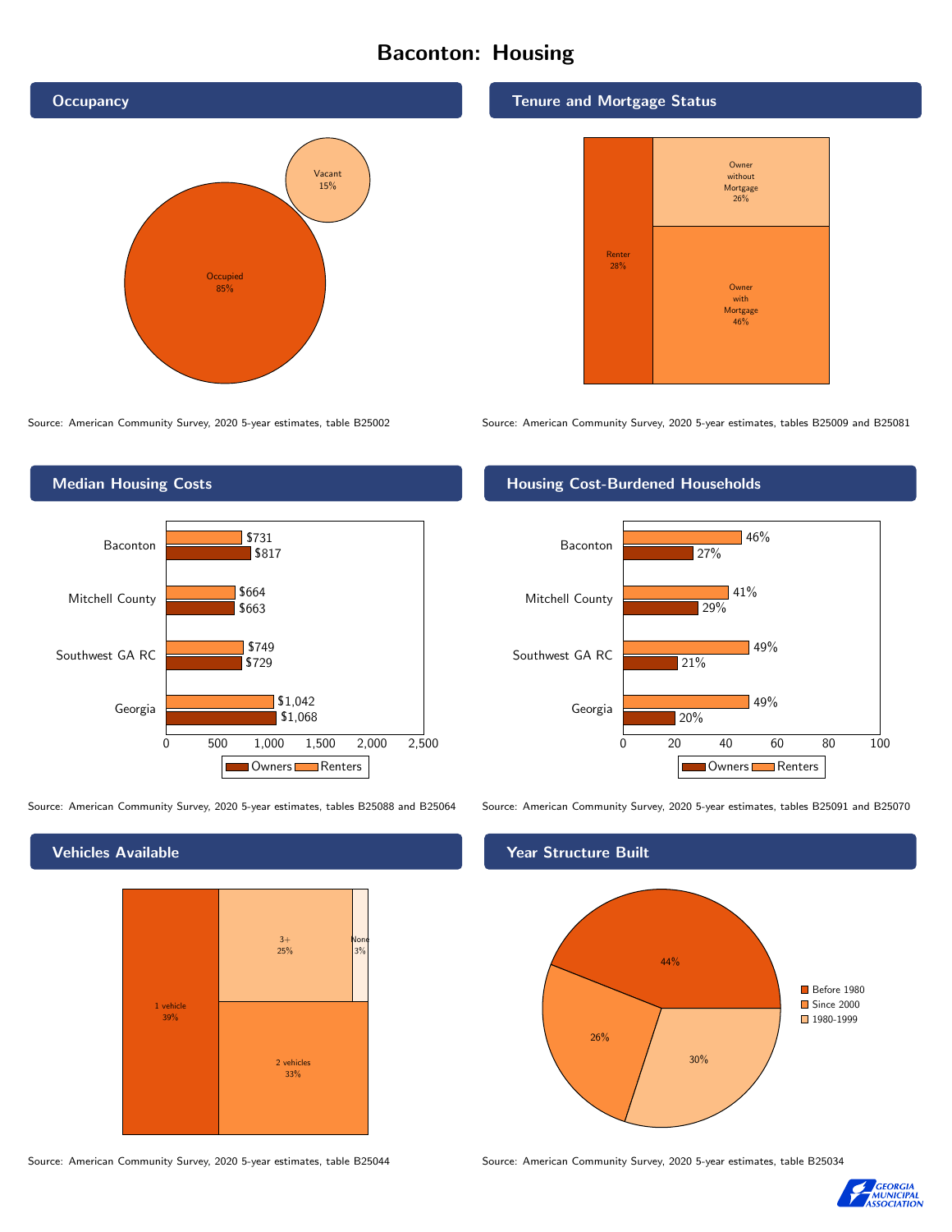# Baconton: Housing

## Occupancy

Vacant
15%

Occupied
85%

Source: American Community Survey, 2020 5-year estimates, table B25002

## Tenure and Mortgage Status

Renter
28%

Owner without Mortgage
26%

Owner with Mortgage
46%

Source: American Community Survey, 2020 5-year estimates, tables B25009 and B25081

## Median Housing Costs

Baconton
$731
$817

Mitchell County
$664
$663

Southwest GA RC
$749
$729

Georgia
$1,042
$1,068

0 500 1,000 1,500 2,000 2,500

Owners Renters

Source: American Community Survey, 2020 5-year estimates, tables B25088 and B25064

## Housing Cost-Burdened Households

Baconton
46%
27%

Mitchell County
41%
29%

Southwest GA RC
49%
21%

Georgia
49%
20%

0 20 40 60 80 100

Owners Renters

Source: American Community Survey, 2020 5-year estimates, tables B25091 and B25070

## Vehicles Available

1 vehicle
39%

3+
25%

None
3%

2 vehicles
33%

Source: American Community Survey, 2020 5-year estimates, table B25044

## Year Structure Built

44%

26%

30%

Before 1980
Since 2000
1980-1999

Source: American Community Survey, 2020 5-year estimates, table B25034

GEORGIA MUNICIPAL ASSOCIATION